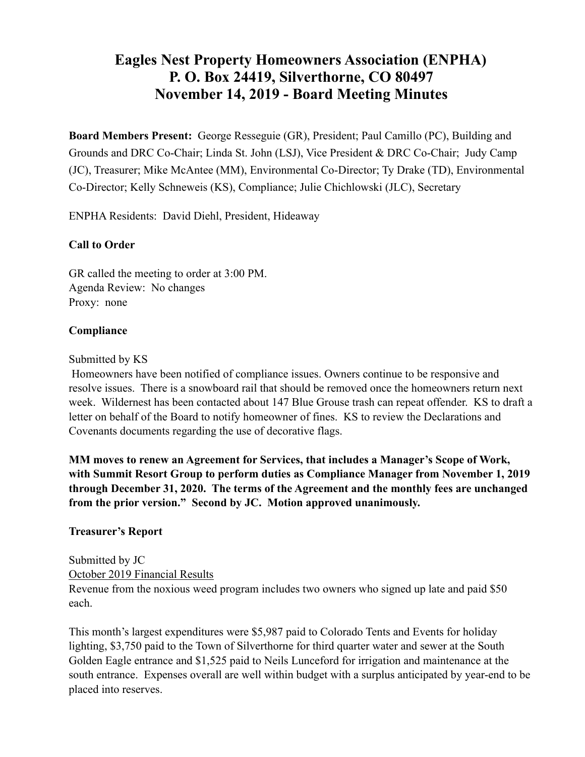# Eagles Nest Property Homeowners Association (ENPHA)
# P. O. Box 24419, Silverthorne, CO 80497
# November 14, 2019 - Board Meeting Minutes

**Board Members Present:** George Resseguie (GR), President; Paul Camillo (PC), Building and Grounds and DRC Co-Chair; Linda St. John (LSJ), Vice President & DRC Co-Chair; Judy Camp (JC), Treasurer; Mike McAntee (MM), Environmental Co-Director; Ty Drake (TD), Environmental Co-Director; Kelly Schneweis (KS), Compliance; Julie Chichlowski (JLC), Secretary

ENPHA Residents: David Diehl, President, Hideaway

**Call to Order**

GR called the meeting to order at 3:00 PM.
Agenda Review: No changes
Proxy: none

**Compliance**

Submitted by KS
Homeowners have been notified of compliance issues. Owners continue to be responsive and resolve issues. There is a snowboard rail that should be removed once the homeowners return next week. Wildernest has been contacted about 147 Blue Grouse trash can repeat offender. KS to draft a letter on behalf of the Board to notify homeowner of fines. KS to review the Declarations and Covenants documents regarding the use of decorative flags.

**MM moves to renew an Agreement for Services, that includes a Manager's Scope of Work, with Summit Resort Group to perform duties as Compliance Manager from November 1, 2019 through December 31, 2020. The terms of the Agreement and the monthly fees are unchanged from the prior version." Second by JC. Motion approved unanimously.**

**Treasurer's Report**

Submitted by JC
<u>October 2019 Financial Results</u>
Revenue from the noxious weed program includes two owners who signed up late and paid $50 each.

This month's largest expenditures were $5,987 paid to Colorado Tents and Events for holiday lighting, $3,750 paid to the Town of Silverthorne for third quarter water and sewer at the South Golden Eagle entrance and $1,525 paid to Neils Lunceford for irrigation and maintenance at the south entrance. Expenses overall are well within budget with a surplus anticipated by year-end to be placed into reserves.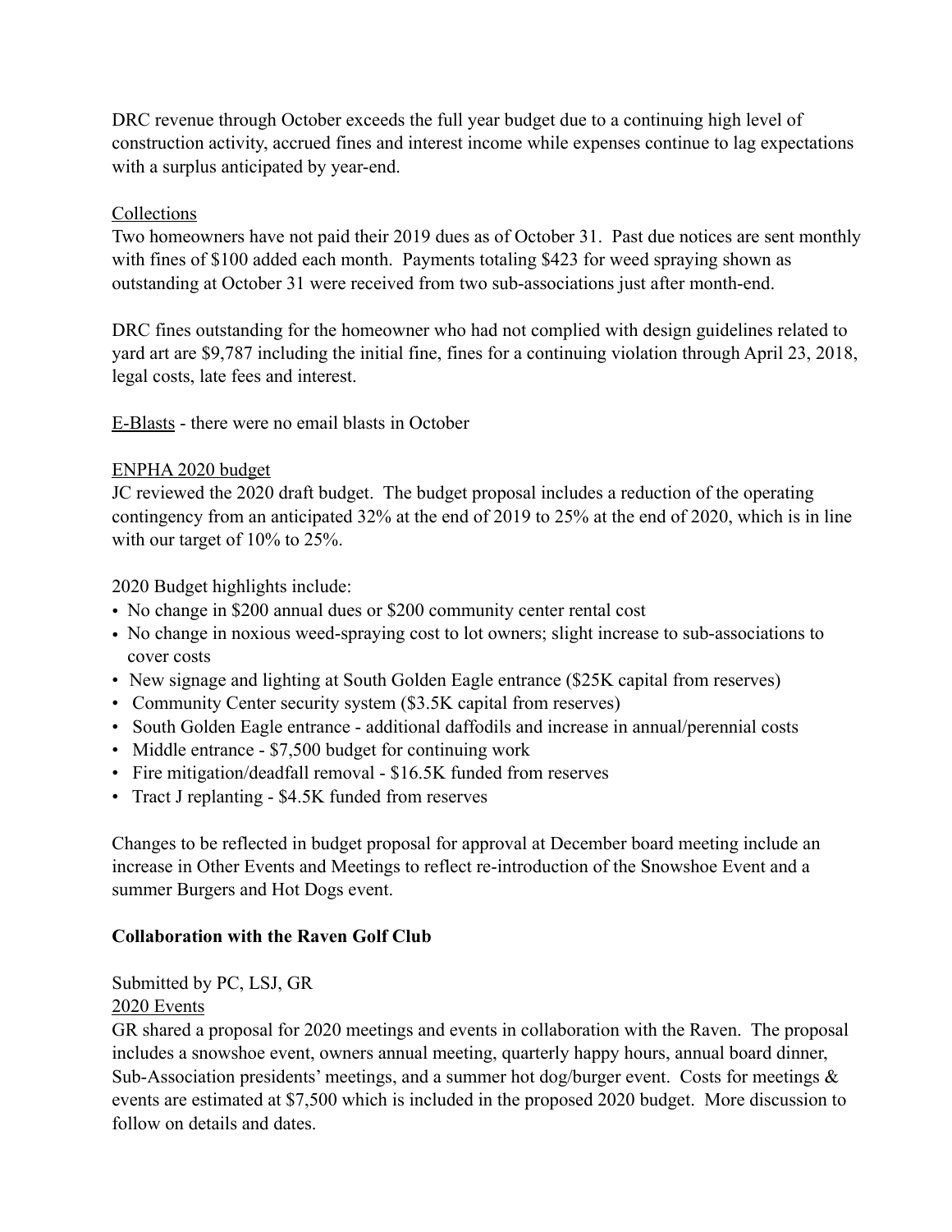DRC revenue through October exceeds the full year budget due to a continuing high level of construction activity, accrued fines and interest income while expenses continue to lag expectations with a surplus anticipated by year-end.

<u>Collections</u>
Two homeowners have not paid their 2019 dues as of October 31. Past due notices are sent monthly with fines of $100 added each month. Payments totaling $423 for weed spraying shown as outstanding at October 31 were received from two sub-associations just after month-end.

DRC fines outstanding for the homeowner who had not complied with design guidelines related to yard art are $9,787 including the initial fine, fines for a continuing violation through April 23, 2018, legal costs, late fees and interest.

<u>E-Blasts</u> - there were no email blasts in October

<u>ENPHA 2020 budget</u>
JC reviewed the 2020 draft budget. The budget proposal includes a reduction of the operating contingency from an anticipated 32% at the end of 2019 to 25% at the end of 2020, which is in line with our target of 10% to 25%.

2020 Budget highlights include:

- No change in $200 annual dues or $200 community center rental cost
- No change in noxious weed-spraying cost to lot owners; slight increase to sub-associations to cover costs
- New signage and lighting at South Golden Eagle entrance ($25K capital from reserves)
- Community Center security system ($3.5K capital from reserves)
- South Golden Eagle entrance - additional daffodils and increase in annual/perennial costs
- Middle entrance - $7,500 budget for continuing work
- Fire mitigation/deadfall removal - $16.5K funded from reserves
- Tract J replanting - $4.5K funded from reserves

Changes to be reflected in budget proposal for approval at December board meeting include an increase in Other Events and Meetings to reflect re-introduction of the Snowshoe Event and a summer Burgers and Hot Dogs event.

**Collaboration with the Raven Golf Club**

Submitted by PC, LSJ, GR
<u>2020 Events</u>
GR shared a proposal for 2020 meetings and events in collaboration with the Raven. The proposal includes a snowshoe event, owners annual meeting, quarterly happy hours, annual board dinner, Sub-Association presidents' meetings, and a summer hot dog/burger event. Costs for meetings & events are estimated at $7,500 which is included in the proposed 2020 budget. More discussion to follow on details and dates.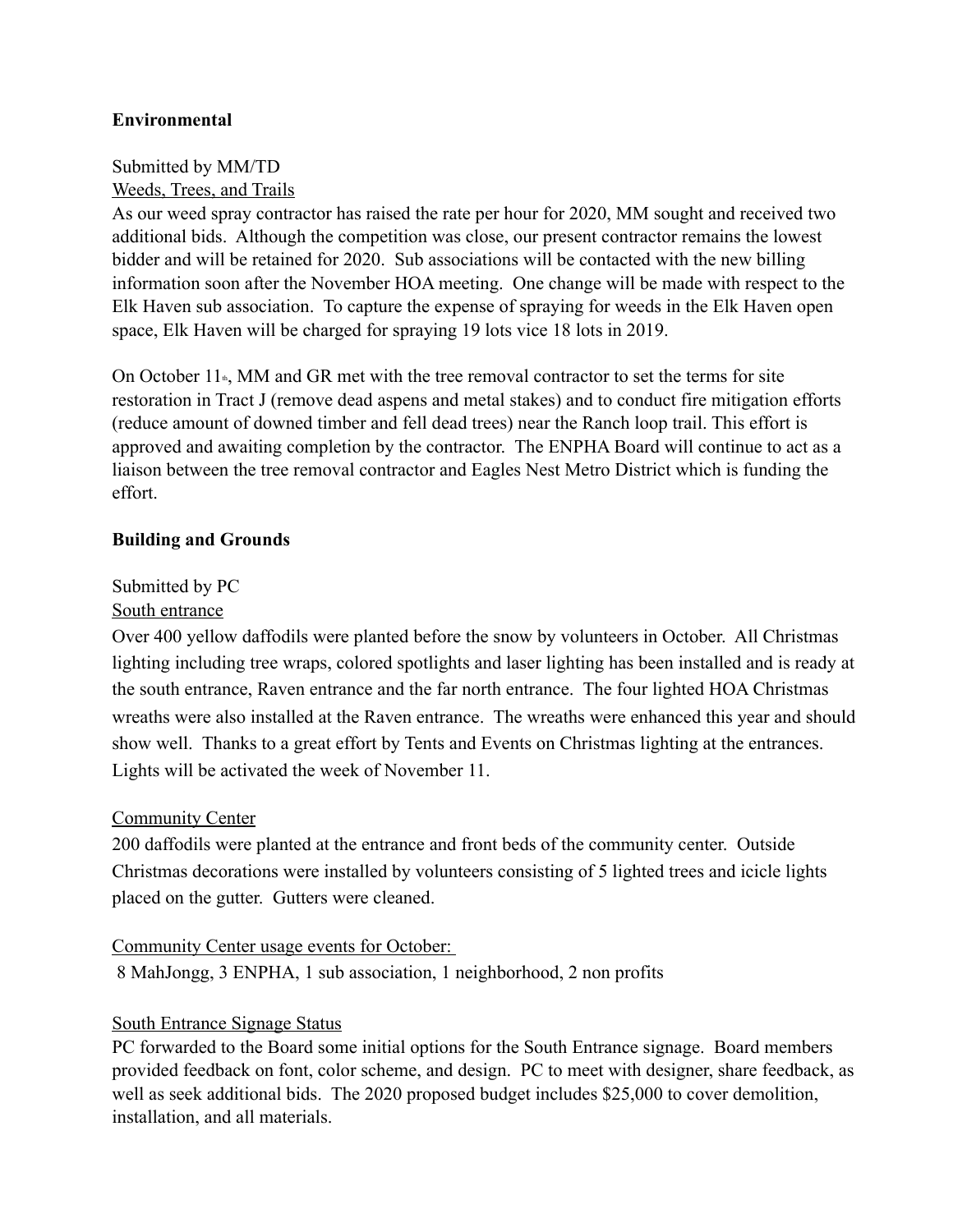**Environmental**

Submitted by MM/TD

Weeds, Trees, and Trails

As our weed spray contractor has raised the rate per hour for 2020, MM sought and received two additional bids. Although the competition was close, our present contractor remains the lowest bidder and will be retained for 2020. Sub associations will be contacted with the new billing information soon after the November HOA meeting. One change will be made with respect to the Elk Haven sub association. To capture the expense of spraying for weeds in the Elk Haven open space, Elk Haven will be charged for spraying 19 lots vice 18 lots in 2019.

On October 11th, MM and GR met with the tree removal contractor to set the terms for site restoration in Tract J (remove dead aspens and metal stakes) and to conduct fire mitigation efforts (reduce amount of downed timber and fell dead trees) near the Ranch loop trail. This effort is approved and awaiting completion by the contractor. The ENPHA Board will continue to act as a liaison between the tree removal contractor and Eagles Nest Metro District which is funding the effort.

**Building and Grounds**

Submitted by PC

South entrance

Over 400 yellow daffodils were planted before the snow by volunteers in October. All Christmas lighting including tree wraps, colored spotlights and laser lighting has been installed and is ready at the south entrance, Raven entrance and the far north entrance. The four lighted HOA Christmas wreaths were also installed at the Raven entrance. The wreaths were enhanced this year and should show well. Thanks to a great effort by Tents and Events on Christmas lighting at the entrances. Lights will be activated the week of November 11.

Community Center

200 daffodils were planted at the entrance and front beds of the community center. Outside Christmas decorations were installed by volunteers consisting of 5 lighted trees and icicle lights placed on the gutter. Gutters were cleaned.

Community Center usage events for October:

8 MahJongg, 3 ENPHA, 1 sub association, 1 neighborhood, 2 non profits

South Entrance Signage Status

PC forwarded to the Board some initial options for the South Entrance signage. Board members provided feedback on font, color scheme, and design. PC to meet with designer, share feedback, as well as seek additional bids. The 2020 proposed budget includes $25,000 to cover demolition, installation, and all materials.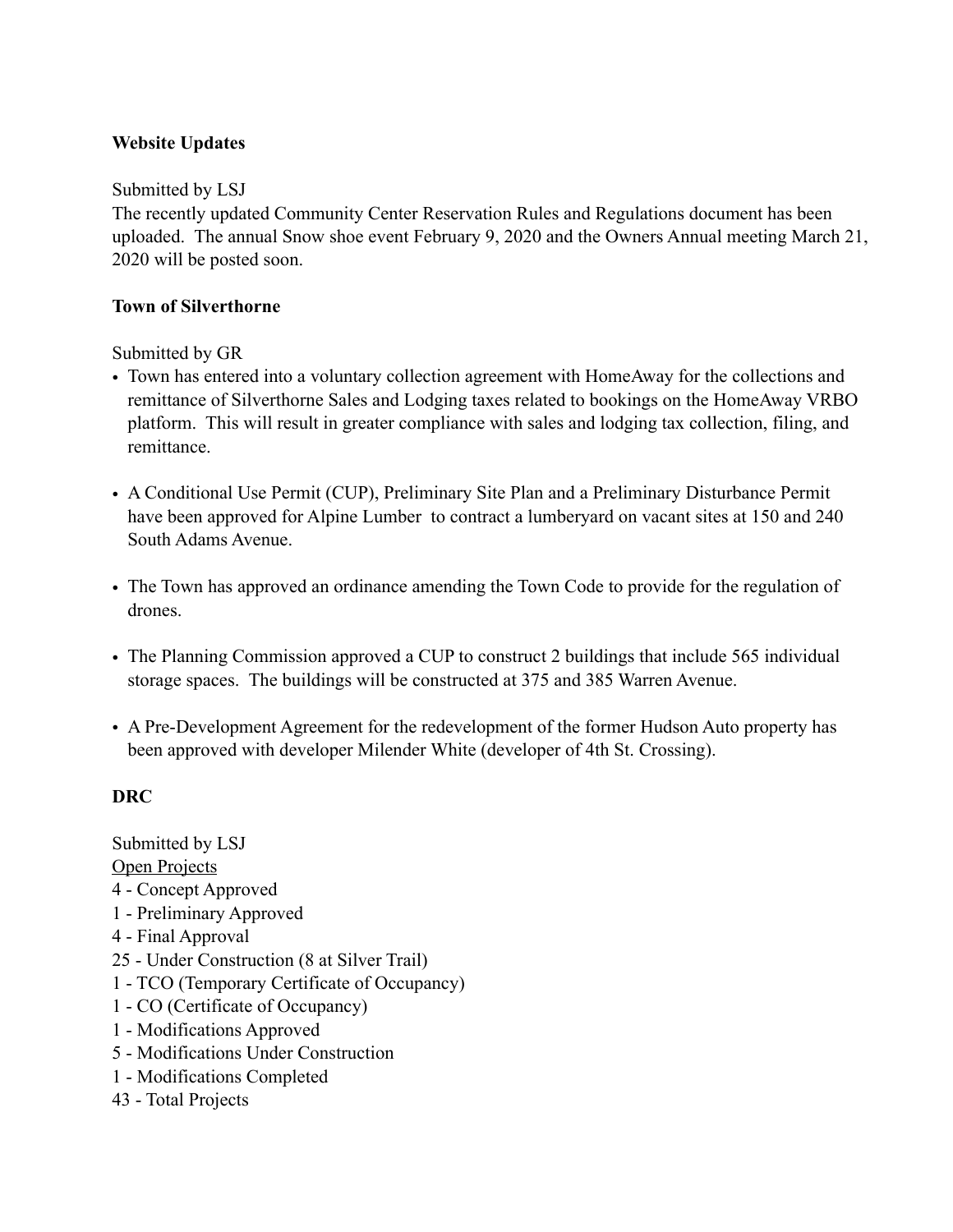**Website Updates**

Submitted by LSJ
The recently updated Community Center Reservation Rules and Regulations document has been uploaded. The annual Snow shoe event February 9, 2020 and the Owners Annual meeting March 21, 2020 will be posted soon.

**Town of Silverthorne**

Submitted by GR

- Town has entered into a voluntary collection agreement with HomeAway for the collections and remittance of Silverthorne Sales and Lodging taxes related to bookings on the HomeAway VRBO platform. This will result in greater compliance with sales and lodging tax collection, filing, and remittance.
- A Conditional Use Permit (CUP), Preliminary Site Plan and a Preliminary Disturbance Permit have been approved for Alpine Lumber to contract a lumberyard on vacant sites at 150 and 240 South Adams Avenue.
- The Town has approved an ordinance amending the Town Code to provide for the regulation of drones.
- The Planning Commission approved a CUP to construct 2 buildings that include 565 individual storage spaces. The buildings will be constructed at 375 and 385 Warren Avenue.
- A Pre-Development Agreement for the redevelopment of the former Hudson Auto property has been approved with developer Milender White (developer of 4th St. Crossing).

**DRC**

Submitted by LSJ
Open Projects
4 - Concept Approved
1 - Preliminary Approved
4 - Final Approval
25 - Under Construction (8 at Silver Trail)
1 - TCO (Temporary Certificate of Occupancy)
1 - CO (Certificate of Occupancy)
1 - Modifications Approved
5 - Modifications Under Construction
1 - Modifications Completed
43 - Total Projects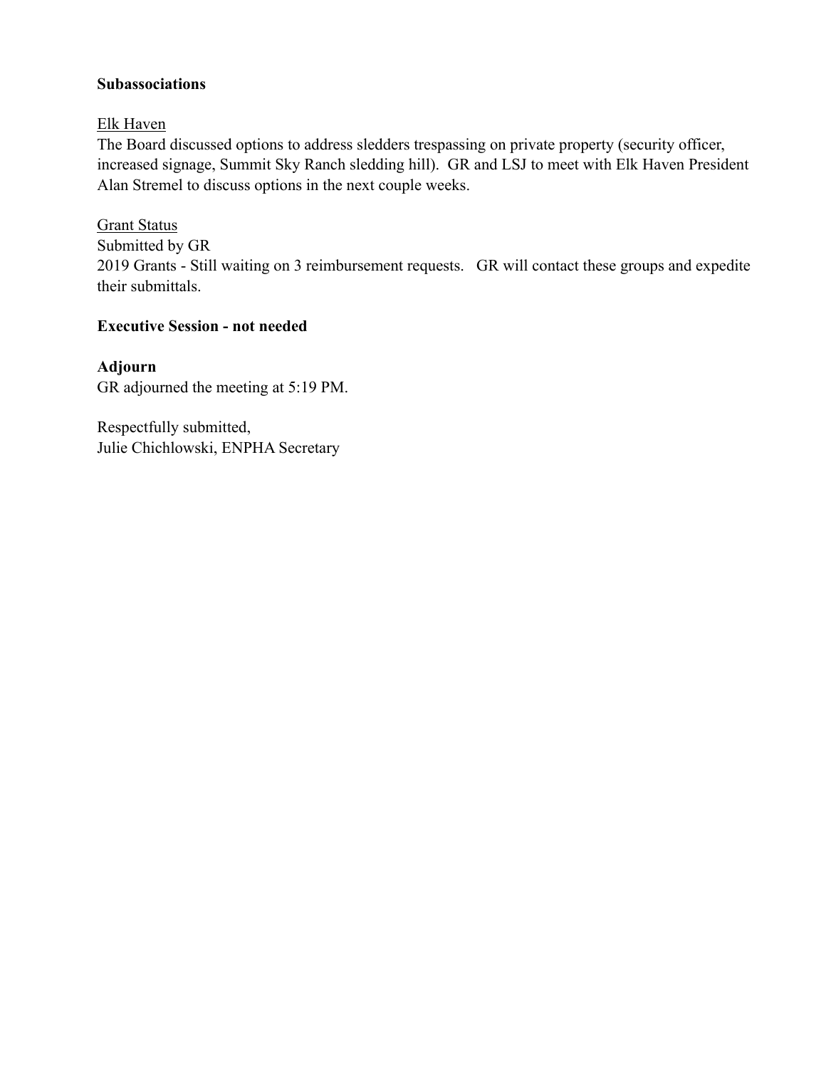**Subassociations**

Elk Haven
The Board discussed options to address sledders trespassing on private property (security officer, increased signage, Summit Sky Ranch sledding hill). GR and LSJ to meet with Elk Haven President Alan Stremel to discuss options in the next couple weeks.

Grant Status
Submitted by GR
2019 Grants - Still waiting on 3 reimbursement requests. GR will contact these groups and expedite their submittals.

**Executive Session - not needed**

**Adjourn**
GR adjourned the meeting at 5:19 PM.

Respectfully submitted,
Julie Chichlowski, ENPHA Secretary